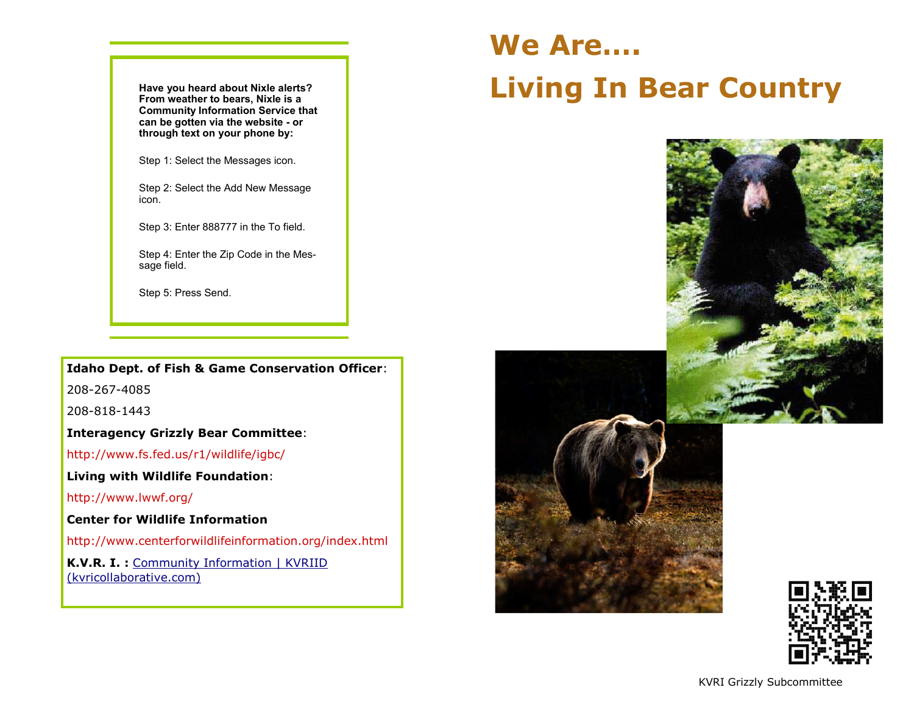**Have you heard about Nixle alerts? From weather to bears, Nixle is a Community Information Service that can be gotten via the website - or through text on your phone by:**

Step 1: Select the Messages icon.

Step 2: Select the Add New Message icon.

Step 3: Enter 888777 in the To field.

Step 4: Enter the Zip Code in the Message field.

Step 5: Press Send.

**Idaho Dept. of Fish & Game Conservation Officer**:

208-267-4085

208-818-1443

**Interagency Grizzly Bear Committee**:

http://www.fs.fed.us/r1/wildlife/igbc/

**Living with Wildlife Foundation**:

http://www.lwwf.org/

**Center for Wildlife Information**

http://www.centerforwildlifeinformation.org/index.html

**K.V.R. I. :** Community Information | KVRIID (kvricollaborative.com)

# We Are….

# Living In Bear Country

KVRI Grizzly Subcommittee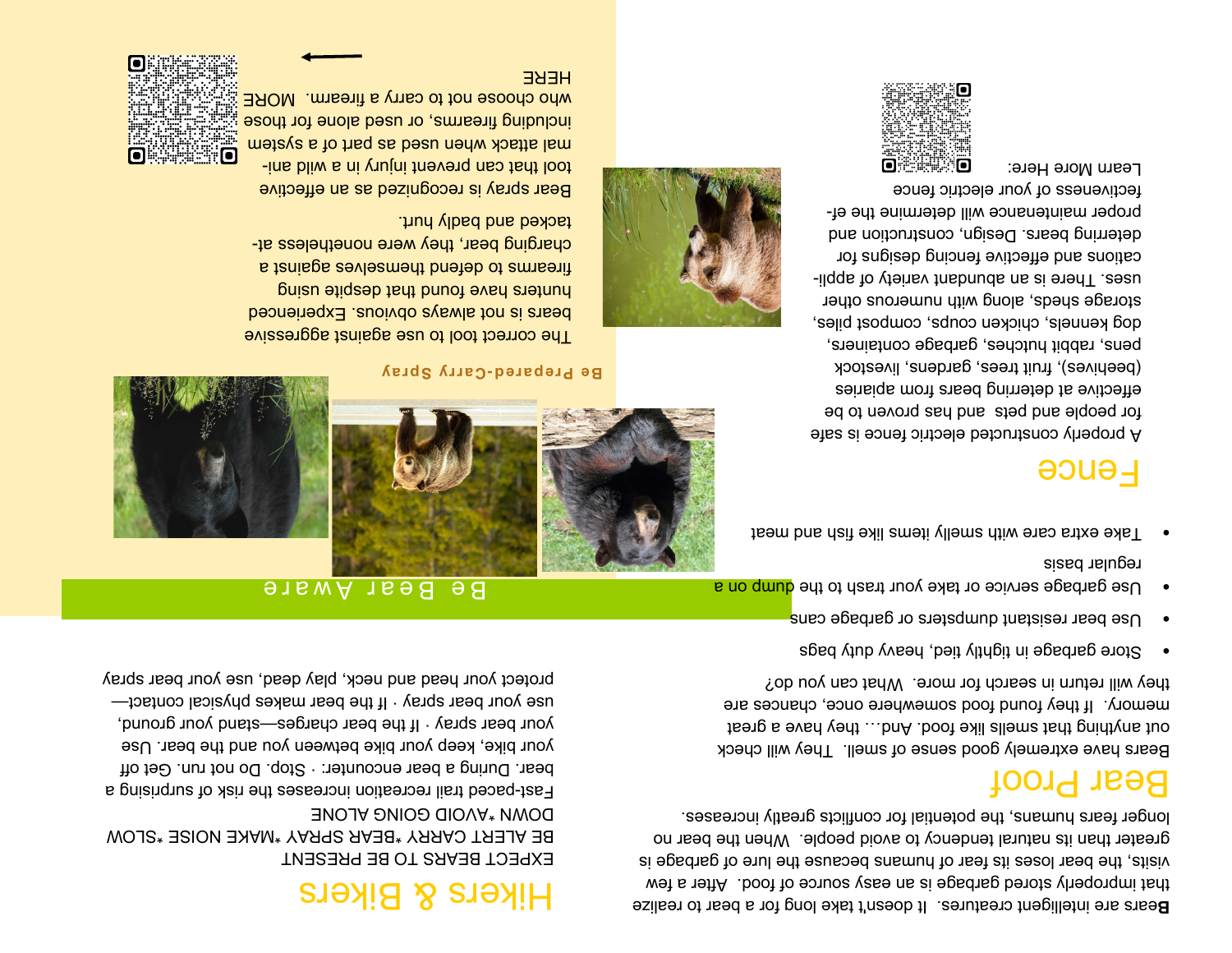**Bears** are intelligent creatures. It doesn't take long for a bear to realize that improperly stored garbage is an easy source of food. After a few visits, the bear loses its fear of humans because the lure of garbage is greater than its natural tendency to avoid people. When the bear no longer fears humans, the potential for conflicts greatly increases.

# Bear Proof

Bears have extremely good sense of smell. They will check out anything that smells like food. And… they have a great memory. If they found food somewhere once, chances are they will return in search for more. What can you do?

- Store garbage in tightly tied, heavy duty bags
- Use bear resistant dumpsters or garbage cans
- Use garbage service or take your trash to the dump on a regular basis
- Take extra care with smelly items like fish and meat

# Fence

A properly constructed electric fence is safe for people and pets and has proven to be effective at deterring bears from apiaries (beehives), fruit trees, gardens, livestock pens, rabbit hutches, garbage containers, dog kennels, chicken coups, compost piles, storage sheds, along with numerous other uses. There is an abundant variety of applications and effective fencing designs for deterring bears. Design, construction and proper maintenance will determine the effectiveness of your electric fence

Learn More Here:

## Be Bear Aware

# Hikers & Bikers

EXPECT BEARS TO BE PRESENT

BE ALERT CARRY *BEAR SPRAY *MAKE NOISE *SLOW DOWN *AVOID GOING ALONE

Fast-paced trail recreation increases the risk of surprising a bear. During a bear encounter: · Stop. Do not run. Get off your bike, keep your bike between you and the bear. Use your bear spray · If the bear charges—stand your ground, use your bear spray · If the bear makes physical contact—protect your head and neck, play dead, use your bear spray

## Be Prepared-Carry Spray

The correct tool to use against aggressive bears is not always obvious. Experienced hunters have found that despite using firearms to defend themselves against a charging bear, they were nonetheless attacked and badly hurt.

Bear spray is recognized as an effective tool that can prevent injury in a wild animal attack when used as part of a system including firearms, or used alone for those who choose not to carry a firearm. MORE HERE